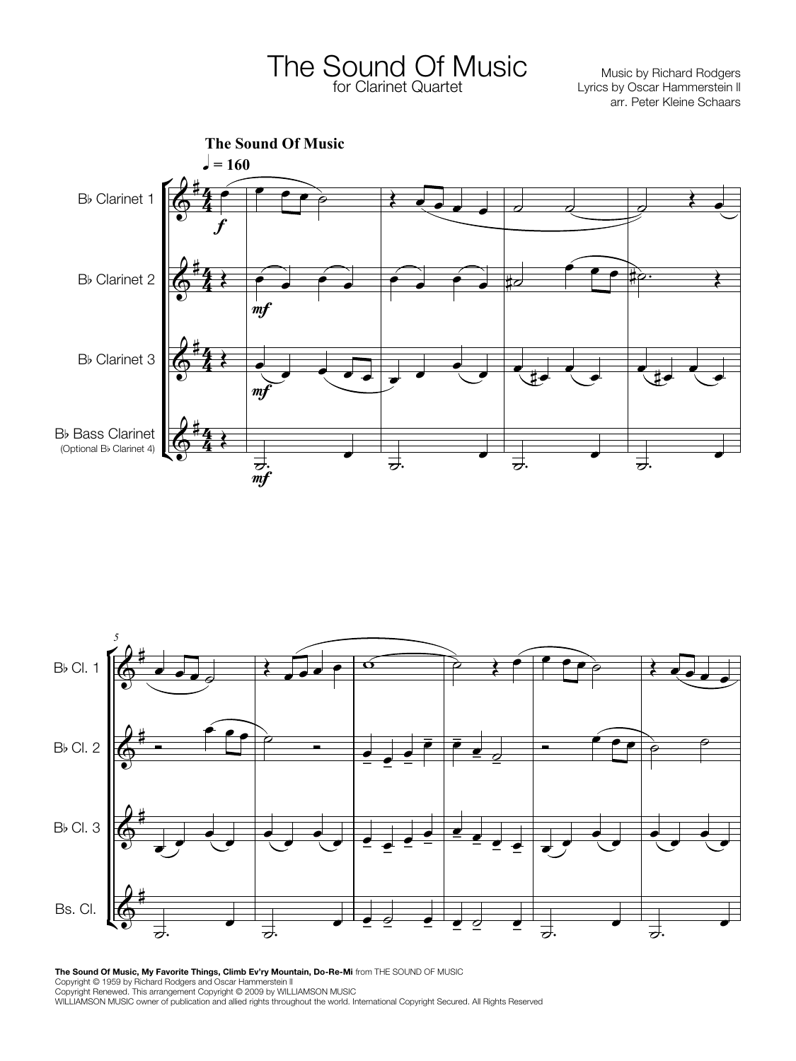# The Sound Of Music

for Clarinet Quartet

Music by Richard Rodgers
Lyrics by Oscar Hammerstein II
arr. Peter Kleine Schaars

**The Sound Of Music**

**The Sound Of Music, My Favorite Things, Climb Ev'ry Mountain, Do-Re-Mi** from THE SOUND OF MUSIC
Copyright © 1959 by Richard Rodgers and Oscar Hammerstein II
Copyright Renewed. This arrangement Copyright © 2009 by WILLIAMSON MUSIC
WILLIAMSON MUSIC owner of publication and allied rights throughout the world. International Copyright Secured. All Rights Reserved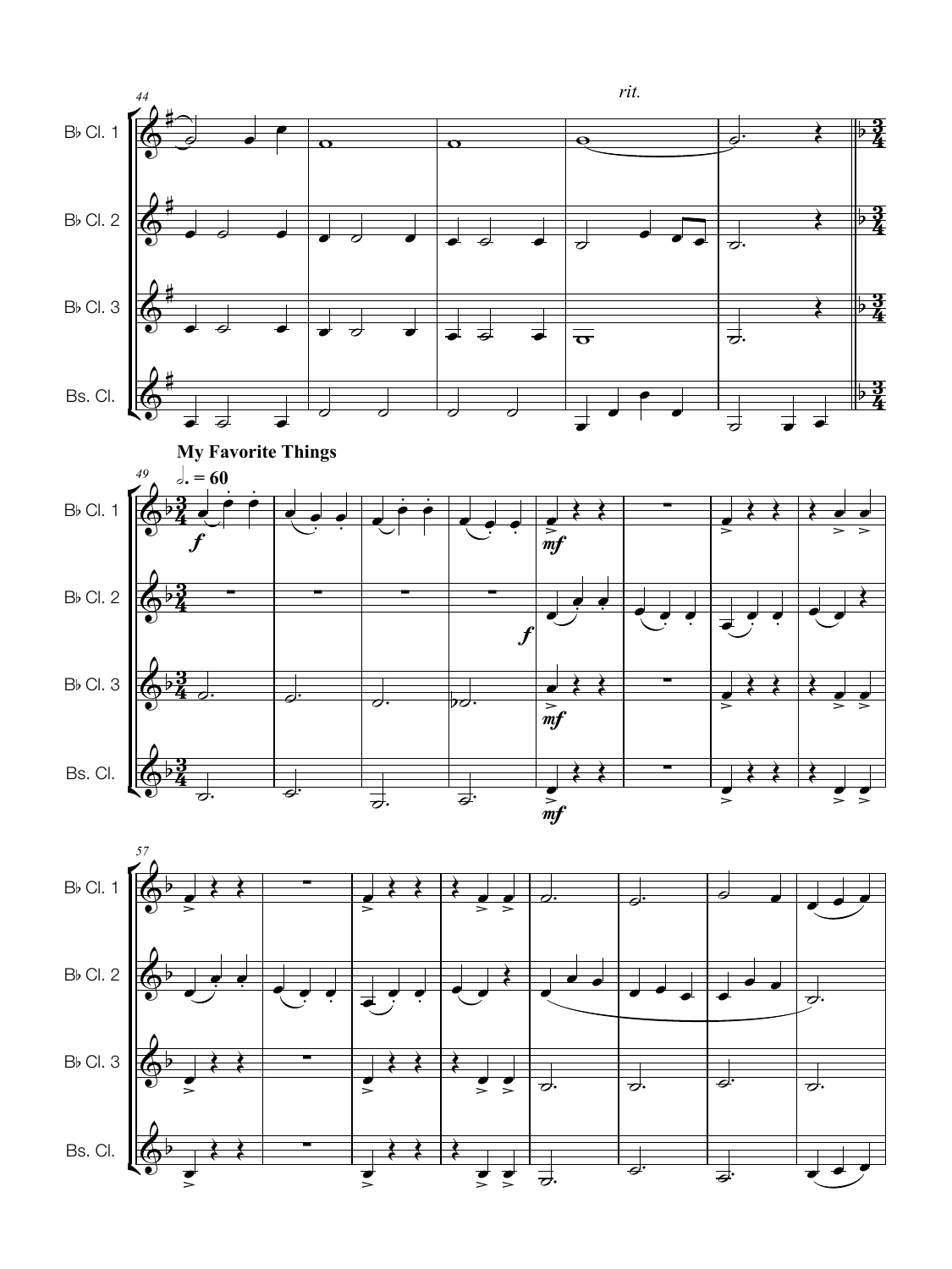**My Favorite Things**